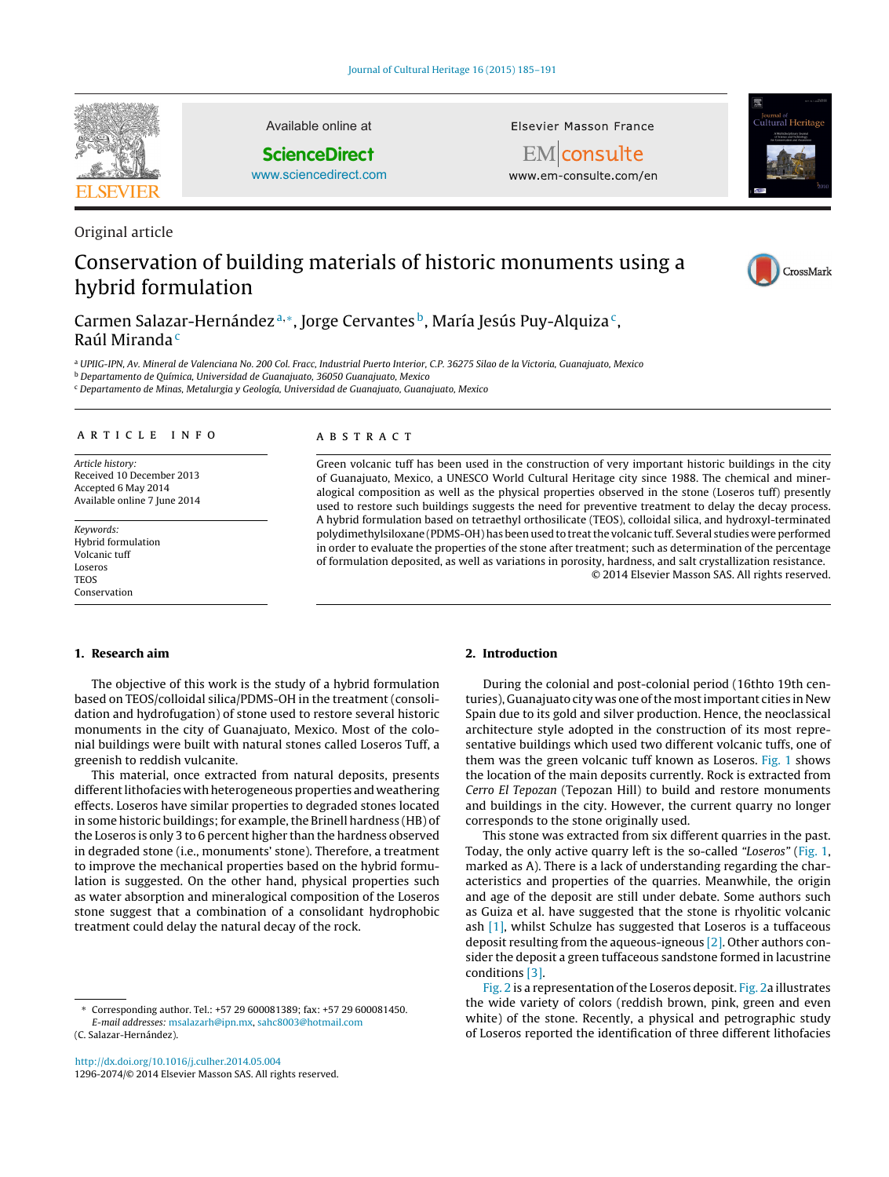Original article

# Conservation of building materials of historic monuments using a hybrid formulation

Carmen Salazar-Hernández[a,*], Jorge Cervantes[b], María Jesús Puy-Alquiza[c], Raúl Miranda[c]

[a] UPIIG-IPN, Av. Mineral de Valenciana No. 200 Col. Fracc, Industrial Puerto Interior, C.P. 36275 Silao de la Victoria, Guanajuato, Mexico
[b] Departamento de Química, Universidad de Guanajuato, 36050 Guanajuato, Mexico
[c] Departamento de Minas, Metalurgia y Geología, Universidad de Guanajuato, Guanajuato, Mexico

## ARTICLE INFO

*Article history:*
Received 10 December 2013
Accepted 6 May 2014
Available online 7 June 2014

*Keywords:*
Hybrid formulation
Volcanic tuff
Loseros
TEOS
Conservation

## ABSTRACT

Green volcanic tuff has been used in the construction of very important historic buildings in the city of Guanajuato, Mexico, a UNESCO World Cultural Heritage city since 1988. The chemical and mineralogical composition as well as the physical properties observed in the stone (Loseros tuff) presently used to restore such buildings suggests the need for preventive treatment to delay the decay process. A hybrid formulation based on tetraethyl orthosilicate (TEOS), colloidal silica, and hydroxyl-terminated polydimethylsiloxane (PDMS-OH) has been used to treat the volcanic tuff. Several studies were performed in order to evaluate the properties of the stone after treatment; such as determination of the percentage of formulation deposited, as well as variations in porosity, hardness, and salt crystallization resistance.

© 2014 Elsevier Masson SAS. All rights reserved.

## 1. Research aim

The objective of this work is the study of a hybrid formulation based on TEOS/colloidal silica/PDMS-OH in the treatment (consolidation and hydrofugation) of stone used to restore several historic monuments in the city of Guanajuato, Mexico. Most of the colonial buildings were built with natural stones called Loseros Tuff, a greenish to reddish vulcanite.

This material, once extracted from natural deposits, presents different lithofacies with heterogeneous properties and weathering effects. Loseros have similar properties to degraded stones located in some historic buildings; for example, the Brinell hardness (HB) of the Loseros is only 3 to 6 percent higher than the hardness observed in degraded stone (i.e., monuments' stone). Therefore, a treatment to improve the mechanical properties based on the hybrid formulation is suggested. On the other hand, physical properties such as water absorption and mineralogical composition of the Loseros stone suggest that a combination of a consolidant hydrophobic treatment could delay the natural decay of the rock.

## 2. Introduction

During the colonial and post-colonial period (16thto 19th centuries), Guanajuato city was one of the most important cities in New Spain due to its gold and silver production. Hence, the neoclassical architecture style adopted in the construction of its most representative buildings which used two different volcanic tuffs, one of them was the green volcanic tuff known as Loseros. Fig. 1 shows the location of the main deposits currently. Rock is extracted from *Cerro El Tepozan* (Tepozan Hill) to build and restore monuments and buildings in the city. However, the current quarry no longer corresponds to the stone originally used.

This stone was extracted from six different quarries in the past. Today, the only active quarry left is the so-called *"Loseros"* (Fig. 1, marked as A). There is a lack of understanding regarding the characteristics and properties of the quarries. Meanwhile, the origin and age of the deposit are still under debate. Some authors such as Guiza et al. have suggested that the stone is rhyolitic volcanic ash [1], whilst Schulze has suggested that Loseros is a tuffaceous deposit resulting from the aqueous-igneous [2]. Other authors consider the deposit a green tuffaceous sandstone formed in lacustrine conditions [3].

Fig. 2 is a representation of the Loseros deposit. Fig. 2a illustrates the wide variety of colors (reddish brown, pink, green and even white) of the stone. Recently, a physical and petrographic study of Loseros reported the identification of three different lithofacies

* Corresponding author. Tel.: +57 29 600081389; fax: +57 29 600081450.
*E-mail addresses:* msalazarh@ipn.mx, sahc8003@hotmail.com (C. Salazar-Hernández).

http://dx.doi.org/10.1016/j.culher.2014.05.004
1296-2074/© 2014 Elsevier Masson SAS. All rights reserved.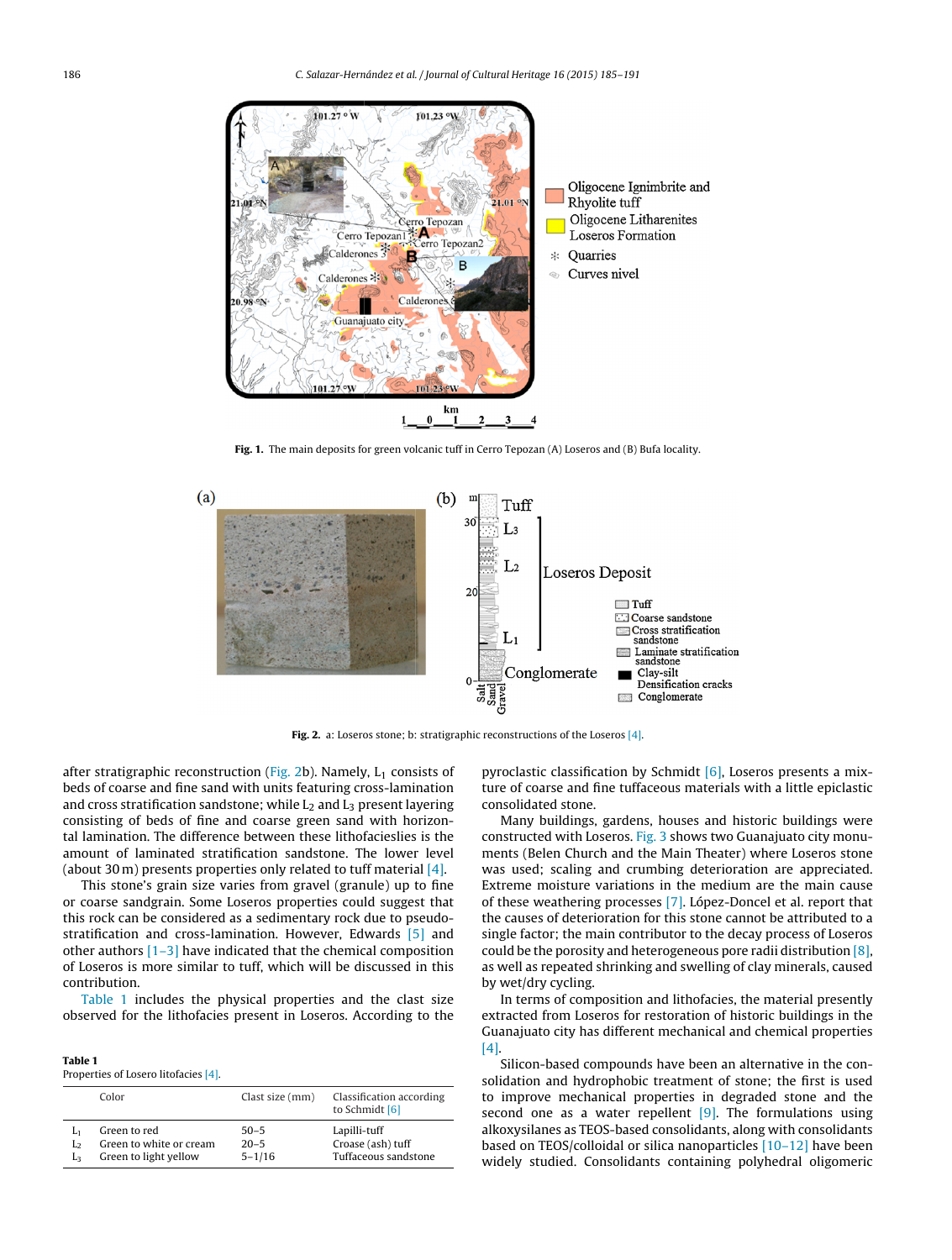Fig. 1. The main deposits for green volcanic tuff in Cerro Tepozan (A) Loseros and (B) Bufa locality.

Fig. 2. a: Loseros stone; b: stratigraphic reconstructions of the Loseros [4].

after stratigraphic reconstruction (Fig. 2b). Namely, $L_1$ consists of beds of coarse and fine sand with units featuring cross-lamination and cross stratification sandstone; while $L_2$ and $L_3$ present layering consisting of beds of fine and coarse green sand with horizontal lamination. The difference between these lithofacieslies is the amount of laminated stratification sandstone. The lower level (about 30 m) presents properties only related to tuff material [4].

This stone's grain size varies from gravel (granule) up to fine or coarse sandgrain. Some Loseros properties could suggest that this rock can be considered as a sedimentary rock due to pseudo-stratification and cross-lamination. However, Edwards [5] and other authors [1–3] have indicated that the chemical composition of Loseros is more similar to tuff, which will be discussed in this contribution.

Table 1 includes the physical properties and the clast size observed for the lithofacies present in Loseros. According to the pyroclastic classification by Schmidt [6], Loseros presents a mixture of coarse and fine tuffaceous materials with a little epiclastic consolidated stone.

**Table 1**
Properties of Losero litofacies [4].

| | Color | Clast size (mm) | Classification according to Schmidt [6] |
|---|---|---|---|
| $L_1$ | Green to red | 50–5 | Lapilli-tuff |
| $L_2$ | Green to white or cream | 20–5 | Croase (ash) tuff |
| $L_3$ | Green to light yellow | 5–1/16 | Tuffaceous sandstone |

Many buildings, gardens, houses and historic buildings were constructed with Loseros. Fig. 3 shows two Guanajuato city monuments (Belen Church and the Main Theater) where Loseros stone was used; scaling and crumbing deterioration are appreciated. Extreme moisture variations in the medium are the main cause of these weathering processes [7]. López-Doncel et al. report that the causes of deterioration for this stone cannot be attributed to a single factor; the main contributor to the decay process of Loseros could be the porosity and heterogeneous pore radii distribution [8], as well as repeated shrinking and swelling of clay minerals, caused by wet/dry cycling.

In terms of composition and lithofacies, the material presently extracted from Loseros for restoration of historic buildings in the Guanajuato city has different mechanical and chemical properties [4].

Silicon-based compounds have been an alternative in the consolidation and hydrophobic treatment of stone; the first is used to improve mechanical properties in degraded stone and the second one as a water repellent [9]. The formulations using alkoxysilanes as TEOS-based consolidants, along with consolidants based on TEOS/colloidal or silica nanoparticles [10–12] have been widely studied. Consolidants containing polyhedral oligomeric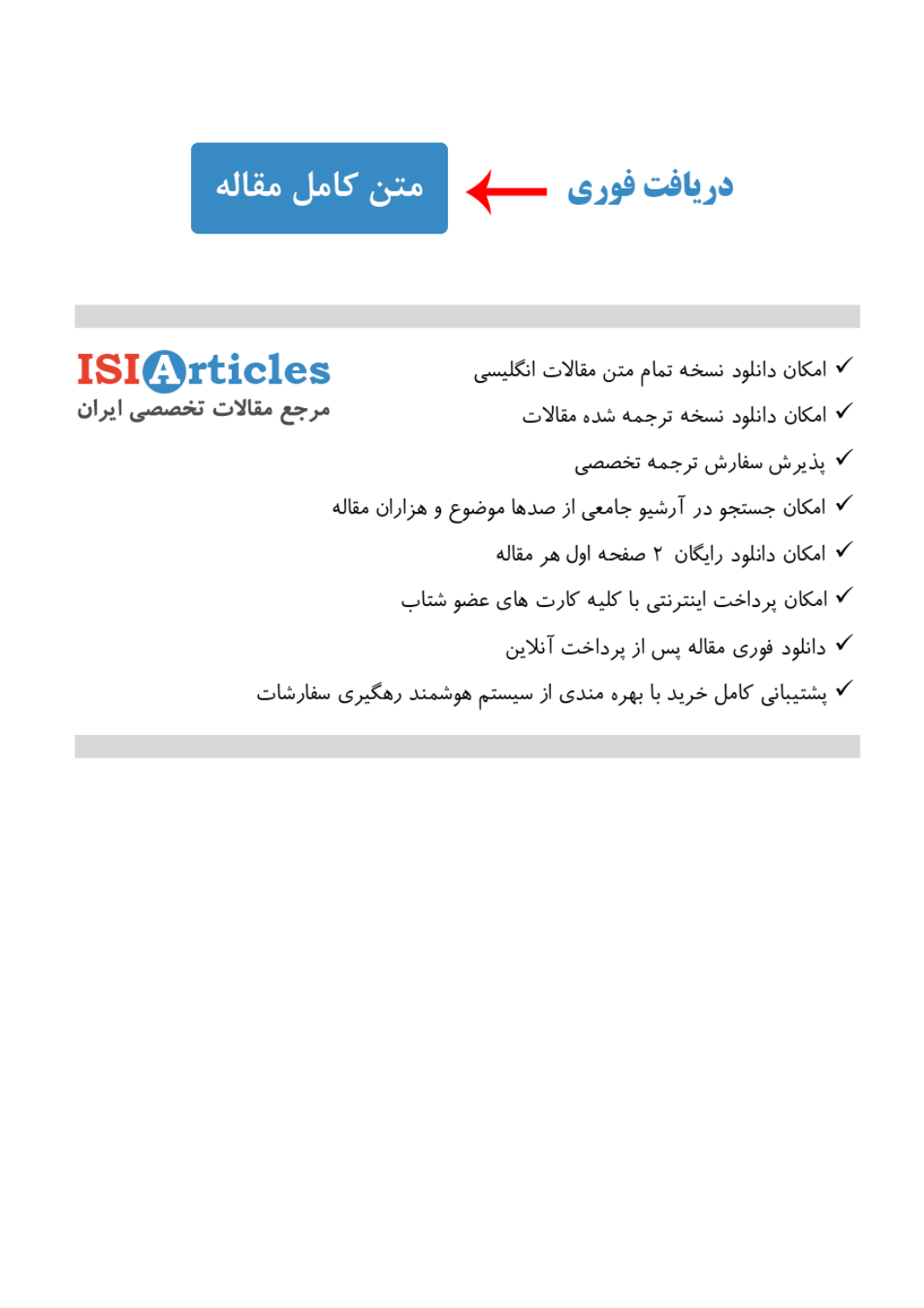دریافت فوری ← متن کامل مقاله

**ISIArticles**
مرجع مقالات تخصصی ایران

- ✓ امکان دانلود نسخه تمام متن مقالات انگلیسی
- ✓ امکان دانلود نسخه ترجمه شده مقالات
- ✓ پذیرش سفارش ترجمه تخصصی
- ✓ امکان جستجو در آرشیو جامعی از صدها موضوع و هزاران مقاله
- ✓ امکان دانلود رایگان ۲ صفحه اول هر مقاله
- ✓ امکان پرداخت اینترنتی با کلیه کارت های عضو شتاب
- ✓ دانلود فوری مقاله پس از پرداخت آنلاین
- ✓ پشتیبانی کامل خرید با بهره مندی از سیستم هوشمند رهگیری سفارشات